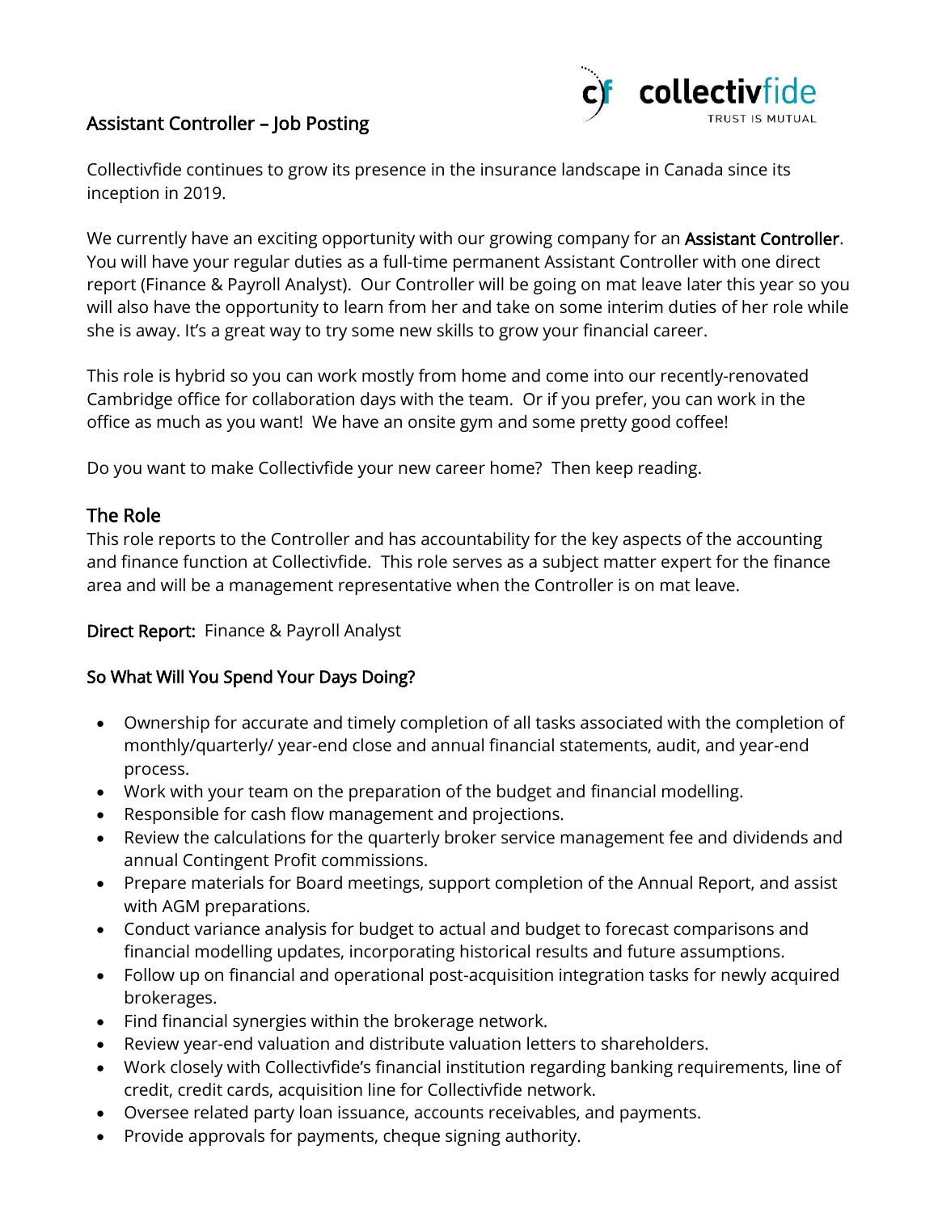# Assistant Controller – Job Posting

collectivfide TRUST IS MUTUAL

Collectivfide continues to grow its presence in the insurance landscape in Canada since its inception in 2019.

We currently have an exciting opportunity with our growing company for an **Assistant Controller**. You will have your regular duties as a full-time permanent Assistant Controller with one direct report (Finance & Payroll Analyst). Our Controller will be going on mat leave later this year so you will also have the opportunity to learn from her and take on some interim duties of her role while she is away. It's a great way to try some new skills to grow your financial career.

This role is hybrid so you can work mostly from home and come into our recently-renovated Cambridge office for collaboration days with the team. Or if you prefer, you can work in the office as much as you want! We have an onsite gym and some pretty good coffee!

Do you want to make Collectivfide your new career home? Then keep reading.

## The Role

This role reports to the Controller and has accountability for the key aspects of the accounting and finance function at Collectivfide. This role serves as a subject matter expert for the finance area and will be a management representative when the Controller is on mat leave.

**Direct Report:** Finance & Payroll Analyst

### So What Will You Spend Your Days Doing?

- Ownership for accurate and timely completion of all tasks associated with the completion of monthly/quarterly/ year-end close and annual financial statements, audit, and year-end process.
- Work with your team on the preparation of the budget and financial modelling.
- Responsible for cash flow management and projections.
- Review the calculations for the quarterly broker service management fee and dividends and annual Contingent Profit commissions.
- Prepare materials for Board meetings, support completion of the Annual Report, and assist with AGM preparations.
- Conduct variance analysis for budget to actual and budget to forecast comparisons and financial modelling updates, incorporating historical results and future assumptions.
- Follow up on financial and operational post-acquisition integration tasks for newly acquired brokerages.
- Find financial synergies within the brokerage network.
- Review year-end valuation and distribute valuation letters to shareholders.
- Work closely with Collectivfide's financial institution regarding banking requirements, line of credit, credit cards, acquisition line for Collectivfide network.
- Oversee related party loan issuance, accounts receivables, and payments.
- Provide approvals for payments, cheque signing authority.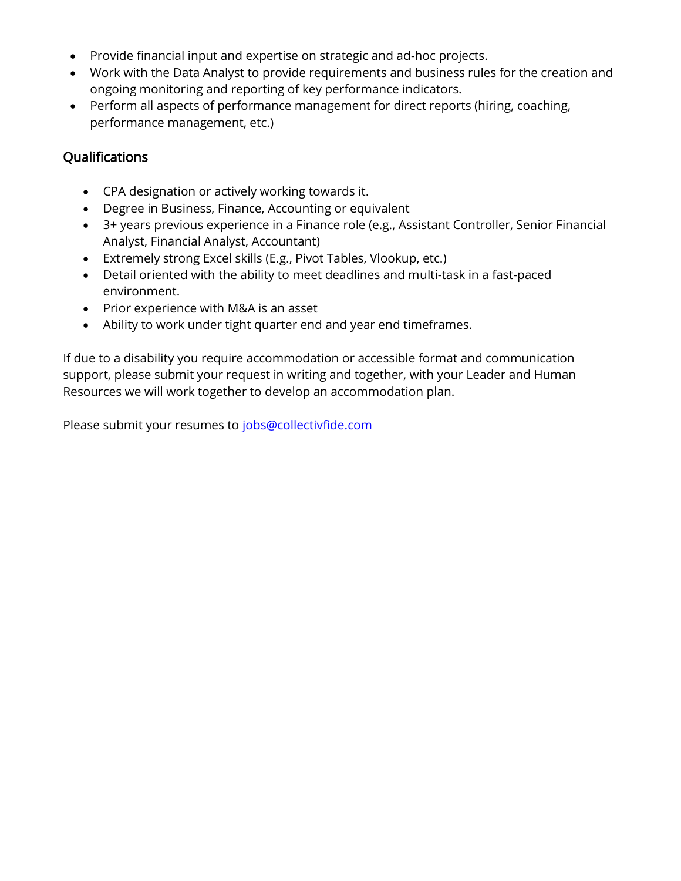- Provide financial input and expertise on strategic and ad-hoc projects.
- Work with the Data Analyst to provide requirements and business rules for the creation and ongoing monitoring and reporting of key performance indicators.
- Perform all aspects of performance management for direct reports (hiring, coaching, performance management, etc.)

## Qualifications

- CPA designation or actively working towards it.
- Degree in Business, Finance, Accounting or equivalent
- 3+ years previous experience in a Finance role (e.g., Assistant Controller, Senior Financial Analyst, Financial Analyst, Accountant)
- Extremely strong Excel skills (E.g., Pivot Tables, Vlookup, etc.)
- Detail oriented with the ability to meet deadlines and multi-task in a fast-paced environment.
- Prior experience with M&A is an asset
- Ability to work under tight quarter end and year end timeframes.

If due to a disability you require accommodation or accessible format and communication support, please submit your request in writing and together, with your Leader and Human Resources we will work together to develop an accommodation plan.

Please submit your resumes to jobs@collectivfide.com